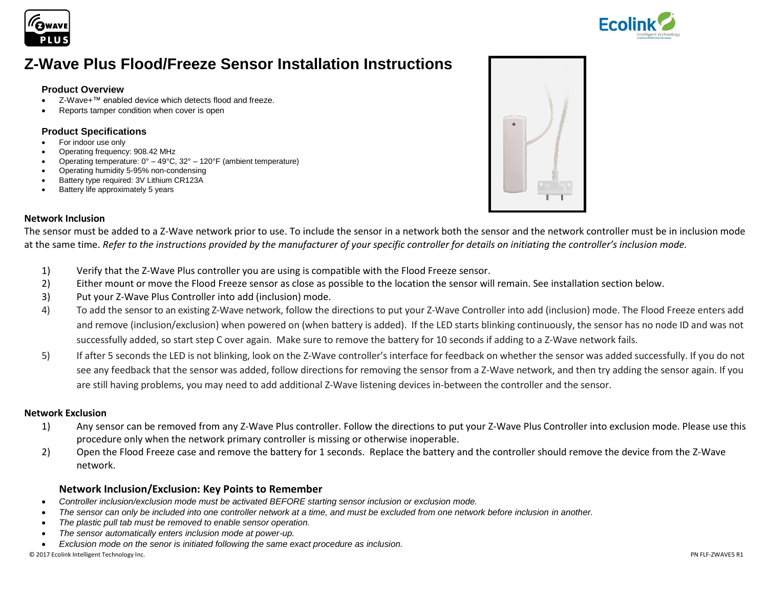# Z-Wave Plus Flood/Freeze Sensor Installation Instructions

### Product Overview

- Z-Wave+™ enabled device which detects flood and freeze.
- Reports tamper condition when cover is open

### Product Specifications

- For indoor use only
- Operating frequency: 908.42 MHz
- Operating temperature: 0° – 49°C, 32° – 120°F (ambient temperature)
- Operating humidity 5-95% non-condensing
- Battery type required: 3V Lithium CR123A
- Battery life approximately 5 years

**Network Inclusion**

The sensor must be added to a Z-Wave network prior to use. To include the sensor in a network both the sensor and the network controller must be in inclusion mode at the same time. *Refer to the instructions provided by the manufacturer of your specific controller for details on initiating the controller's inclusion mode.*

1) Verify that the Z-Wave Plus controller you are using is compatible with the Flood Freeze sensor.
2) Either mount or move the Flood Freeze sensor as close as possible to the location the sensor will remain. See installation section below.
3) Put your Z-Wave Plus Controller into add (inclusion) mode.
4) To add the sensor to an existing Z-Wave network, follow the directions to put your Z-Wave Controller into add (inclusion) mode. The Flood Freeze enters add and remove (inclusion/exclusion) when powered on (when battery is added). If the LED starts blinking continuously, the sensor has no node ID and was not successfully added, so start step C over again. Make sure to remove the battery for 10 seconds if adding to a Z-Wave network fails.
5) If after 5 seconds the LED is not blinking, look on the Z-Wave controller's interface for feedback on whether the sensor was added successfully. If you do not see any feedback that the sensor was added, follow directions for removing the sensor from a Z-Wave network, and then try adding the sensor again. If you are still having problems, you may need to add additional Z-Wave listening devices in-between the controller and the sensor.

**Network Exclusion**

1) Any sensor can be removed from any Z-Wave Plus controller. Follow the directions to put your Z-Wave Plus Controller into exclusion mode. Please use this procedure only when the network primary controller is missing or otherwise inoperable.
2) Open the Flood Freeze case and remove the battery for 1 seconds. Replace the battery and the controller should remove the device from the Z-Wave network.

### Network Inclusion/Exclusion: Key Points to Remember

- *Controller inclusion/exclusion mode must be activated BEFORE starting sensor inclusion or exclusion mode.*
- *The sensor can only be included into one controller network at a time, and must be excluded from one network before inclusion in another.*
- *The plastic pull tab must be removed to enable sensor operation.*
- *The sensor automatically enters inclusion mode at power-up.*
- *Exclusion mode on the senor is initiated following the same exact procedure as inclusion.*

© 2017 Ecolink Intelligent Technology Inc.

PN FLF-ZWAVE5 R1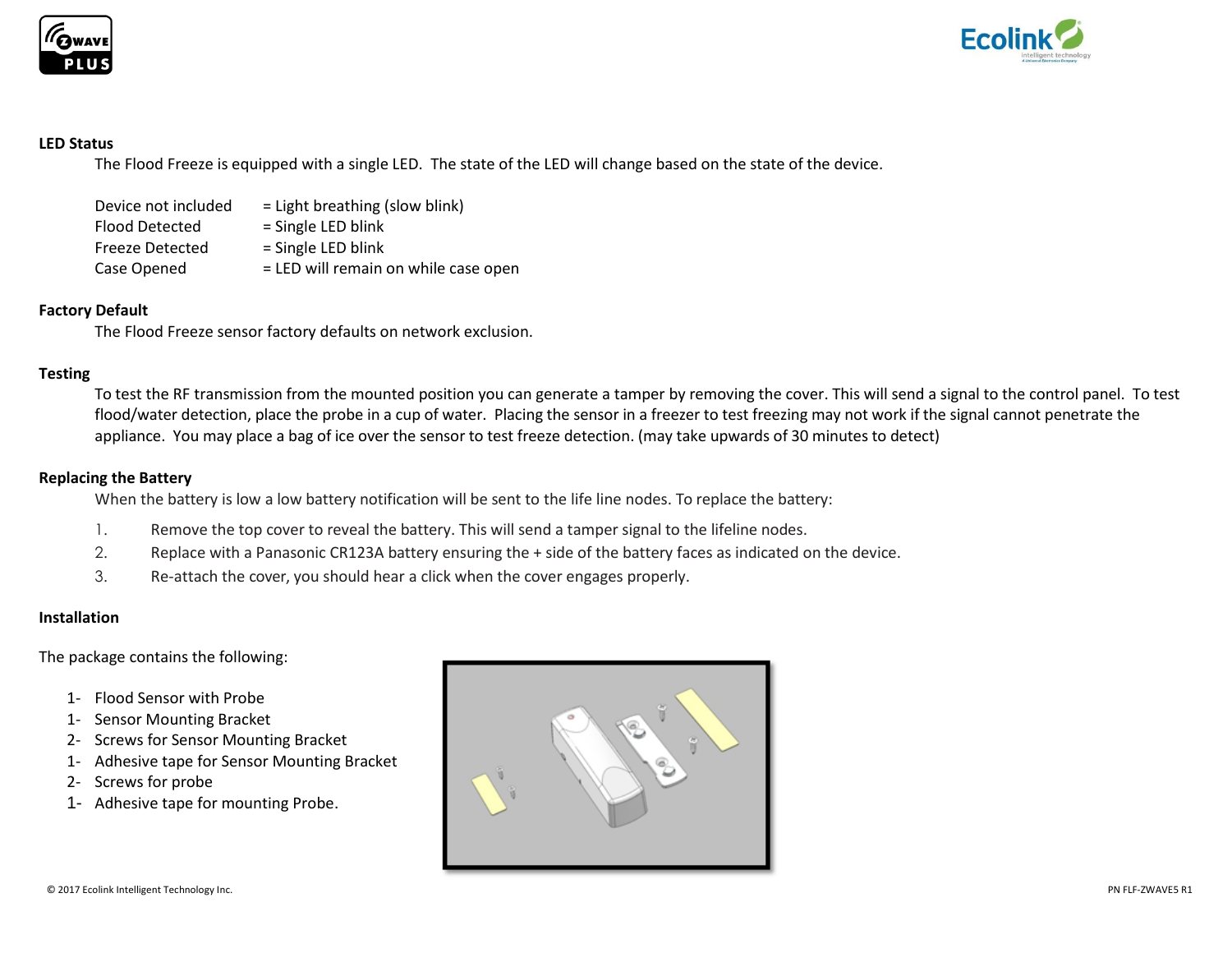## LED Status

The Flood Freeze is equipped with a single LED. The state of the LED will change based on the state of the device.

| | |
|---|---|
| Device not included | = Light breathing (slow blink) |
| Flood Detected | = Single LED blink |
| Freeze Detected | = Single LED blink |
| Case Opened | = LED will remain on while case open |

## Factory Default

The Flood Freeze sensor factory defaults on network exclusion.

## Testing

To test the RF transmission from the mounted position you can generate a tamper by removing the cover. This will send a signal to the control panel. To test flood/water detection, place the probe in a cup of water. Placing the sensor in a freezer to test freezing may not work if the signal cannot penetrate the appliance. You may place a bag of ice over the sensor to test freeze detection. (may take upwards of 30 minutes to detect)

## Replacing the Battery

When the battery is low a low battery notification will be sent to the life line nodes. To replace the battery:

1. Remove the top cover to reveal the battery. This will send a tamper signal to the lifeline nodes.
2. Replace with a Panasonic CR123A battery ensuring the + side of the battery faces as indicated on the device.
3. Re-attach the cover, you should hear a click when the cover engages properly.

## Installation

The package contains the following:

- 1- Flood Sensor with Probe
- 1- Sensor Mounting Bracket
- 2- Screws for Sensor Mounting Bracket
- 1- Adhesive tape for Sensor Mounting Bracket
- 2- Screws for probe
- 1- Adhesive tape for mounting Probe.

© 2017 Ecolink Intelligent Technology Inc.

PN FLF-ZWAVE5 R1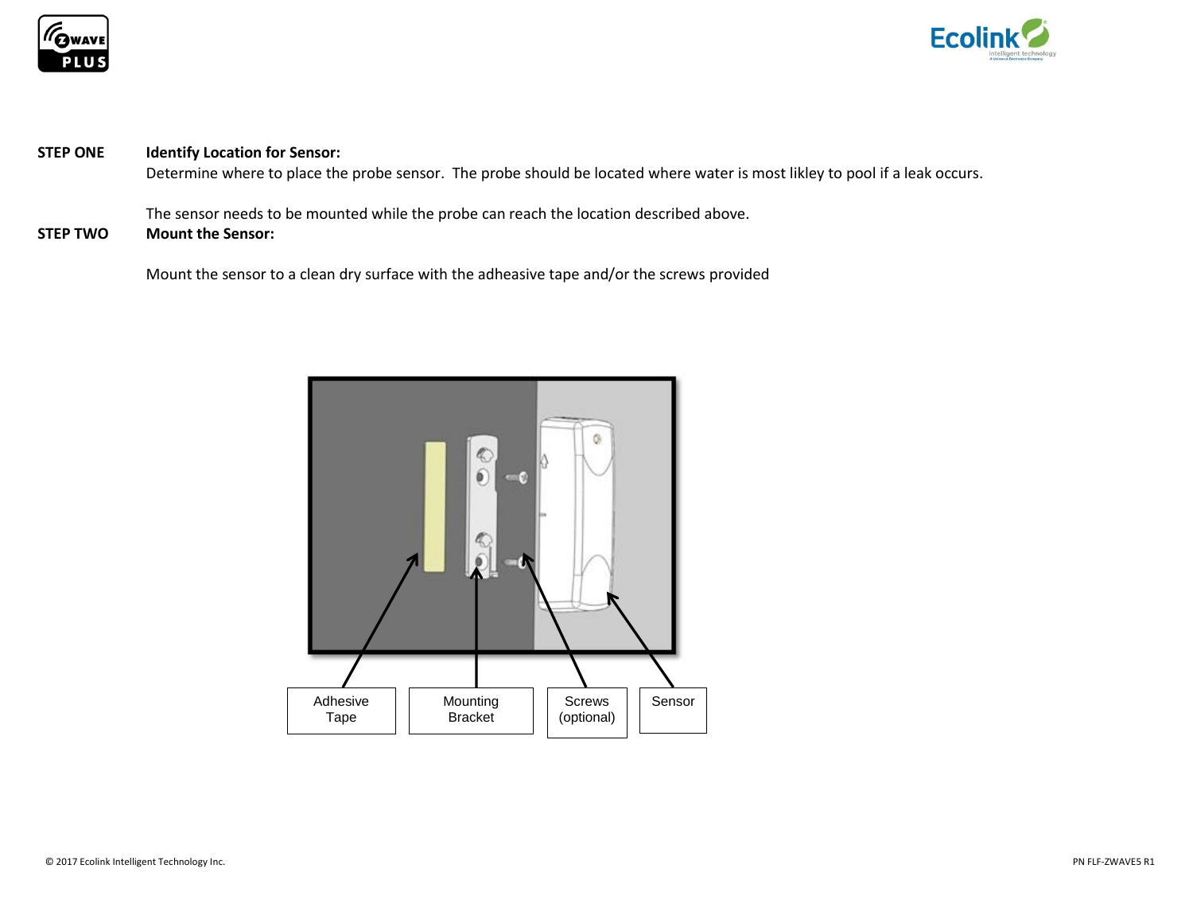**STEP ONE** **Identify Location for Sensor:**

Determine where to place the probe sensor. The probe should be located where water is most likley to pool if a leak occurs.

The sensor needs to be mounted while the probe can reach the location described above.

**STEP TWO** **Mount the Sensor:**

Mount the sensor to a clean dry surface with the adheasive tape and/or the screws provided

Adhesive Tape

Mounting Bracket

Screws (optional)

Sensor

© 2017 Ecolink Intelligent Technology Inc.

PN FLF-ZWAVE5 R1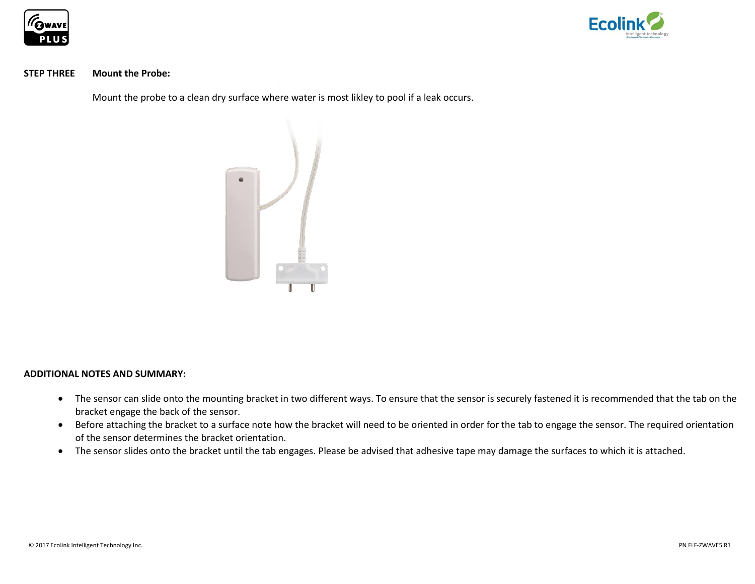**STEP THREE** **Mount the Probe:**

Mount the probe to a clean dry surface where water is most likley to pool if a leak occurs.

**ADDITIONAL NOTES AND SUMMARY:**

- The sensor can slide onto the mounting bracket in two different ways. To ensure that the sensor is securely fastened it is recommended that the tab on the bracket engage the back of the sensor.
- Before attaching the bracket to a surface note how the bracket will need to be oriented in order for the tab to engage the sensor. The required orientation of the sensor determines the bracket orientation.
- The sensor slides onto the bracket until the tab engages. Please be advised that adhesive tape may damage the surfaces to which it is attached.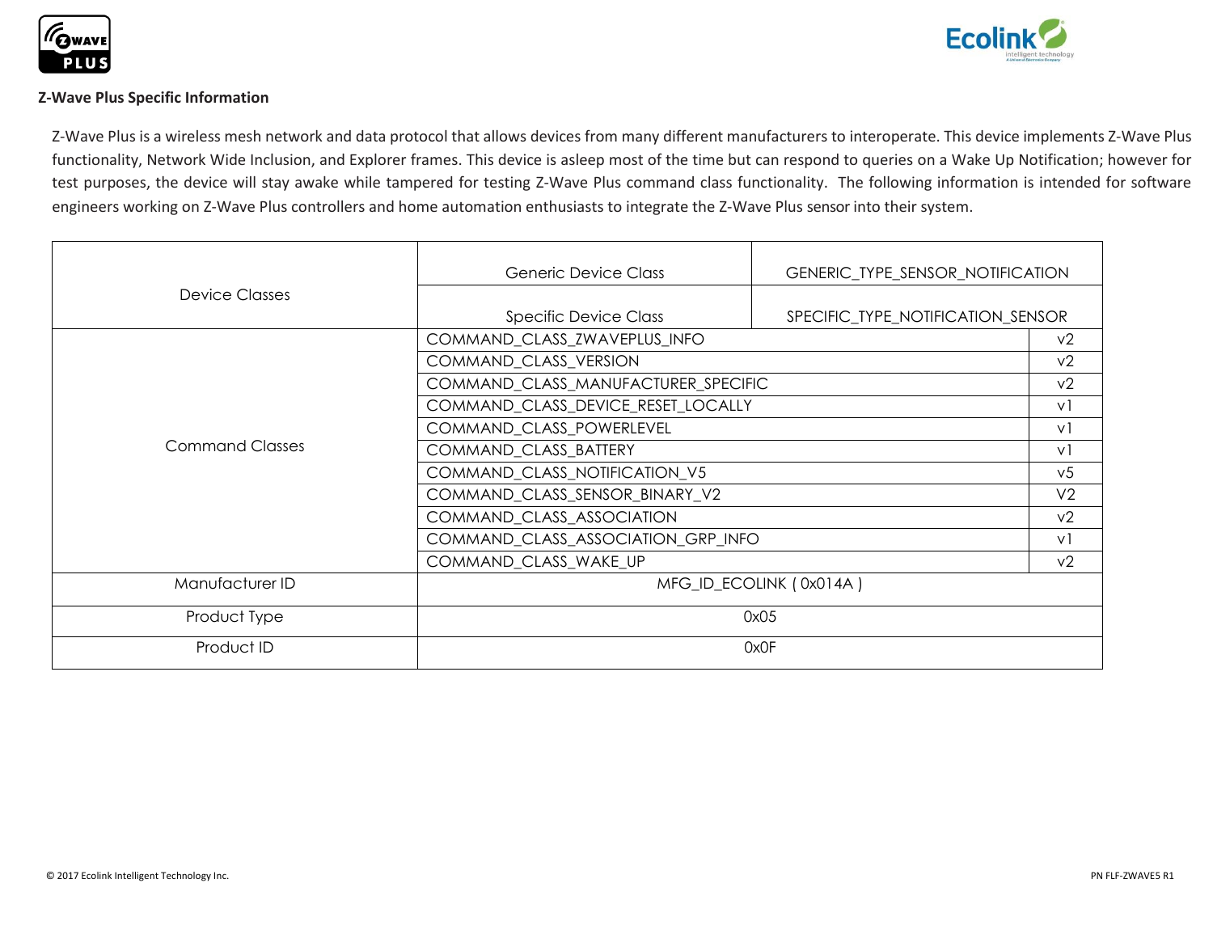**Z-Wave Plus Specific Information**

Z-Wave Plus is a wireless mesh network and data protocol that allows devices from many different manufacturers to interoperate. This device implements Z-Wave Plus functionality, Network Wide Inclusion, and Explorer frames. This device is asleep most of the time but can respond to queries on a Wake Up Notification; however for test purposes, the device will stay awake while tampered for testing Z-Wave Plus command class functionality. The following information is intended for software engineers working on Z-Wave Plus controllers and home automation enthusiasts to integrate the Z-Wave Plus sensor into their system.

| | | |
|---|---|---|
| Device Classes | Generic Device Class | GENERIC_TYPE_SENSOR_NOTIFICATION |
| | Specific Device Class | SPECIFIC_TYPE_NOTIFICATION_SENSOR |
| Command Classes | COMMAND_CLASS_ZWAVEPLUS_INFO | v2 |
| | COMMAND_CLASS_VERSION | v2 |
| | COMMAND_CLASS_MANUFACTURER_SPECIFIC | v2 |
| | COMMAND_CLASS_DEVICE_RESET_LOCALLY | v1 |
| | COMMAND_CLASS_POWERLEVEL | v1 |
| | COMMAND_CLASS_BATTERY | v1 |
| | COMMAND_CLASS_NOTIFICATION_V5 | v5 |
| | COMMAND_CLASS_SENSOR_BINARY_V2 | V2 |
| | COMMAND_CLASS_ASSOCIATION | v2 |
| | COMMAND_CLASS_ASSOCIATION_GRP_INFO | v1 |
| | COMMAND_CLASS_WAKE_UP | v2 |
| Manufacturer ID | MFG_ID_ECOLINK ( 0x014A ) | |
| Product Type | 0x05 | |
| Product ID | 0x0F | |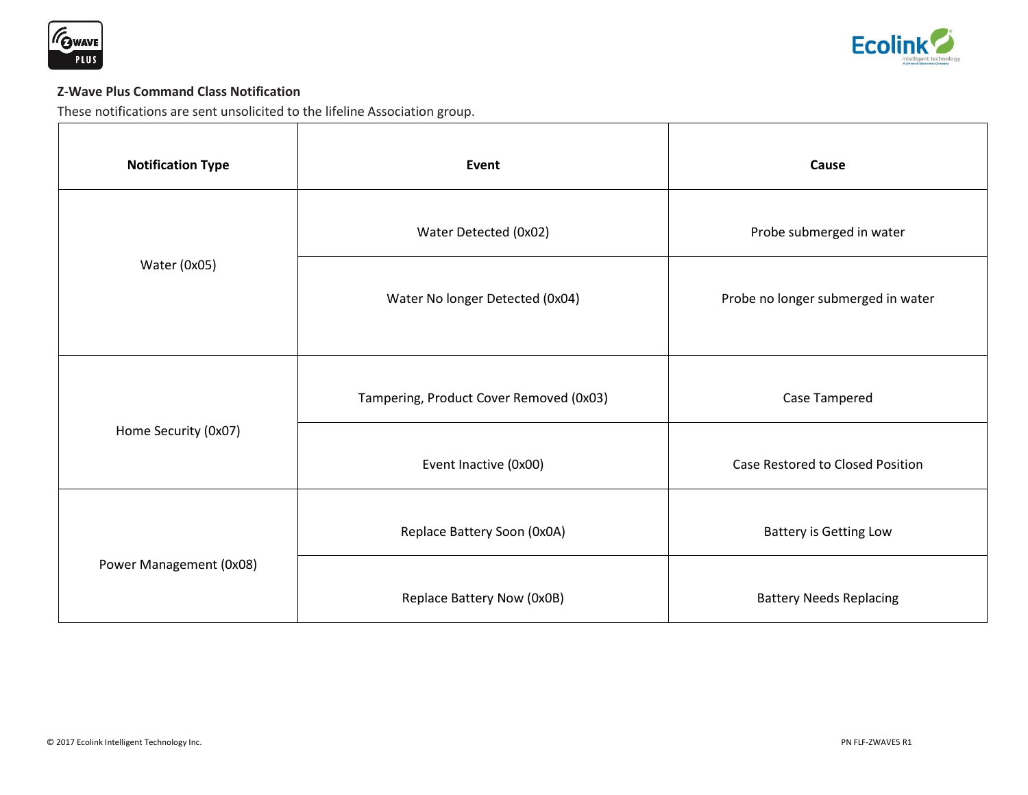**Z-Wave Plus Command Class Notification**

These notifications are sent unsolicited to the lifeline Association group.

| Notification Type | Event | Cause |
| --- | --- | --- |
| Water (0x05) | Water Detected (0x02) | Probe submerged in water |
| | Water No longer Detected (0x04) | Probe no longer submerged in water |
| Home Security (0x07) | Tampering, Product Cover Removed (0x03) | Case Tampered |
| | Event Inactive (0x00) | Case Restored to Closed Position |
| Power Management (0x08) | Replace Battery Soon (0x0A) | Battery is Getting Low |
| | Replace Battery Now (0x0B) | Battery Needs Replacing |

© 2017 Ecolink Intelligent Technology Inc.

PN FLF-ZWAVE5 R1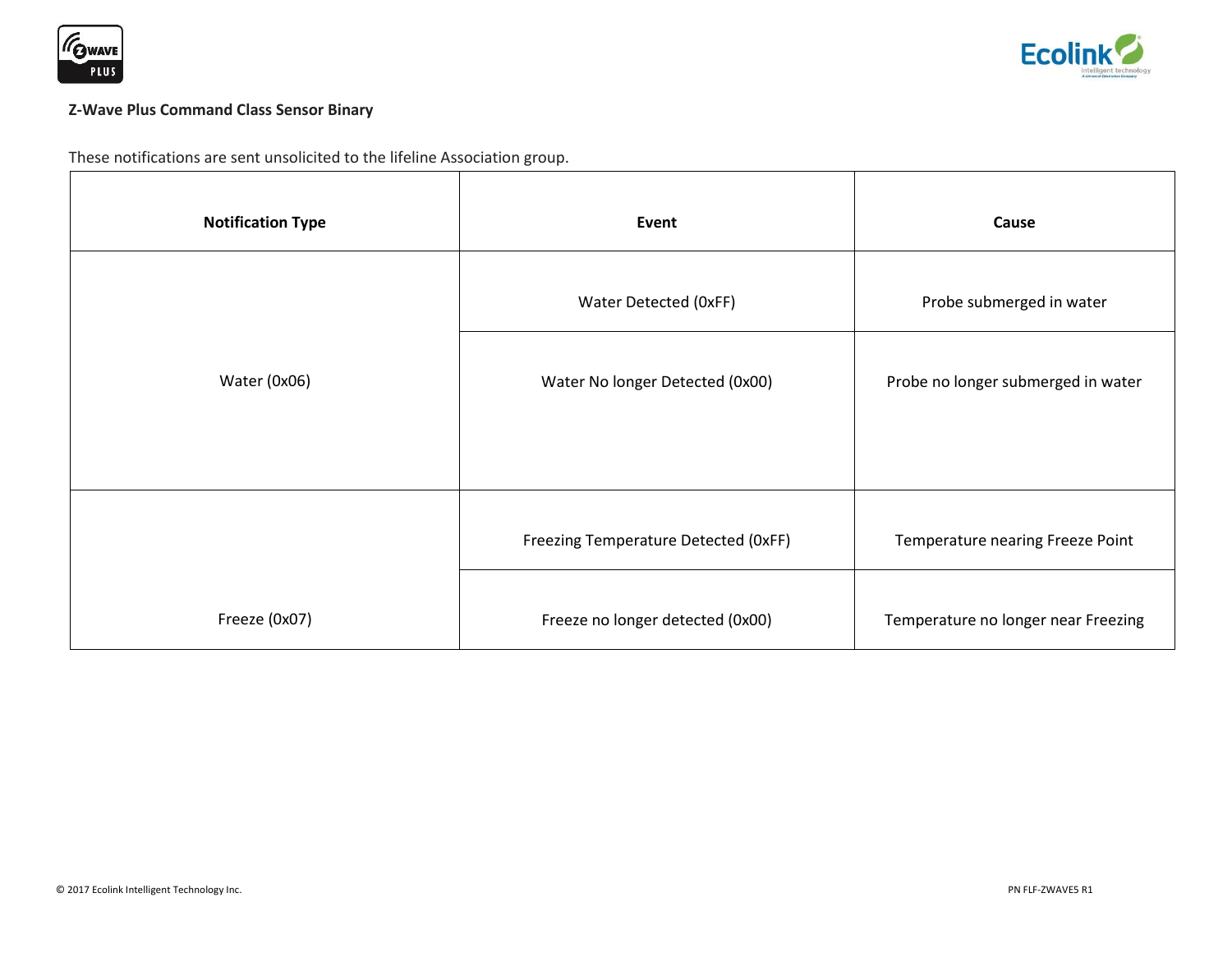**Z-Wave Plus Command Class Sensor Binary**

These notifications are sent unsolicited to the lifeline Association group.

| Notification Type | Event | Cause |
| --- | --- | --- |
| Water (0x06) | Water Detected (0xFF) | Probe submerged in water |
| | Water No longer Detected (0x00) | Probe no longer submerged in water |
| Freeze (0x07) | Freezing Temperature Detected (0xFF) | Temperature nearing Freeze Point |
| | Freeze no longer detected (0x00) | Temperature no longer near Freezing |

© 2017 Ecolink Intelligent Technology Inc.

PN FLF-ZWAVE5 R1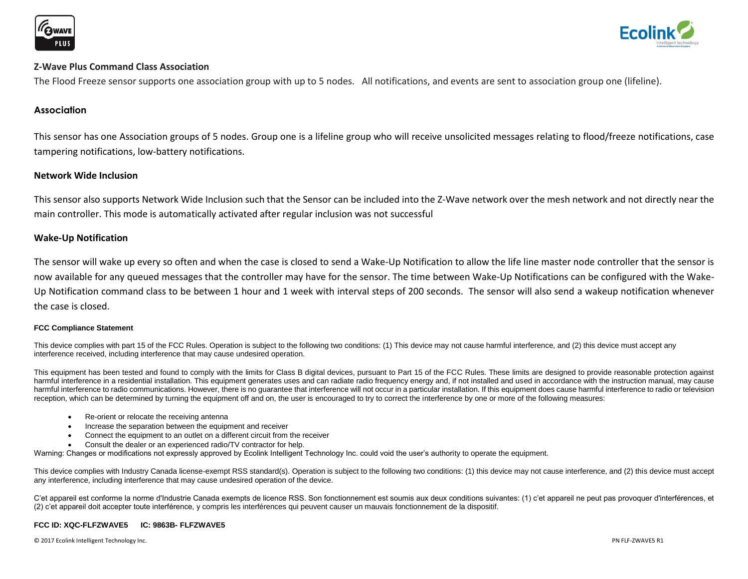## Z-Wave Plus Command Class Association

The Flood Freeze sensor supports one association group with up to 5 nodes.   All notifications, and events are sent to association group one (lifeline).

### Association

This sensor has one Association groups of 5 nodes. Group one is a lifeline group who will receive unsolicited messages relating to flood/freeze notifications, case tampering notifications, low-battery notifications.

### Network Wide Inclusion

This sensor also supports Network Wide Inclusion such that the Sensor can be included into the Z-Wave network over the mesh network and not directly near the main controller. This mode is automatically activated after regular inclusion was not successful

### Wake-Up Notification

The sensor will wake up every so often and when the case is closed to send a Wake-Up Notification to allow the life line master node controller that the sensor is now available for any queued messages that the controller may have for the sensor. The time between Wake-Up Notifications can be configured with the Wake-Up Notification command class to be between 1 hour and 1 week with interval steps of 200 seconds.  The sensor will also send a wakeup notification whenever the case is closed.

### FCC Compliance Statement

This device complies with part 15 of the FCC Rules. Operation is subject to the following two conditions: (1) This device may not cause harmful interference, and (2) this device must accept any interference received, including interference that may cause undesired operation.

This equipment has been tested and found to comply with the limits for Class B digital devices, pursuant to Part 15 of the FCC Rules. These limits are designed to provide reasonable protection against harmful interference in a residential installation. This equipment generates uses and can radiate radio frequency energy and, if not installed and used in accordance with the instruction manual, may cause harmful interference to radio communications. However, there is no guarantee that interference will not occur in a particular installation. If this equipment does cause harmful interference to radio or television reception, which can be determined by turning the equipment off and on, the user is encouraged to try to correct the interference by one or more of the following measures:

- Re-orient or relocate the receiving antenna
- Increase the separation between the equipment and receiver
- Connect the equipment to an outlet on a different circuit from the receiver
- Consult the dealer or an experienced radio/TV contractor for help.

Warning: Changes or modifications not expressly approved by Ecolink Intelligent Technology Inc. could void the user's authority to operate the equipment.

This device complies with Industry Canada license-exempt RSS standard(s). Operation is subject to the following two conditions: (1) this device may not cause interference, and (2) this device must accept any interference, including interference that may cause undesired operation of the device.

C'et appareil est conforme la norme d'Industrie Canada exempts de licence RSS. Son fonctionnement est soumis aux deux conditions suivantes: (1) c'et appareil ne peut pas provoquer d'interférences, et (2) c'et appareil doit accepter toute interférence, y compris les interférences qui peuvent causer un mauvais fonctionnement de la dispositif.

**FCC ID: XQC-FLFZWAVE5     IC: 9863B- FLFZWAVE5**

© 2017 Ecolink Intelligent Technology Inc.

PN FLF-ZWAVE5 R1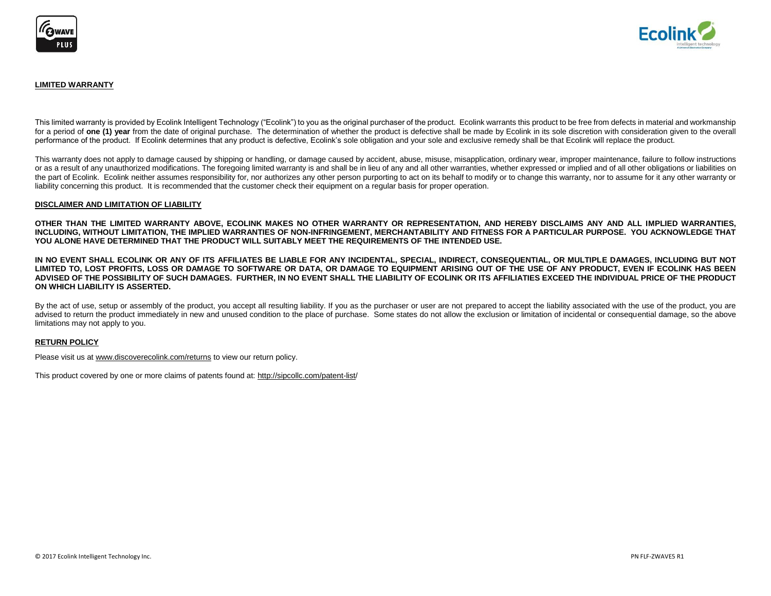## LIMITED WARRANTY

This limited warranty is provided by Ecolink Intelligent Technology ("Ecolink") to you as the original purchaser of the product. Ecolink warrants this product to be free from defects in material and workmanship for a period of **one (1) year** from the date of original purchase. The determination of whether the product is defective shall be made by Ecolink in its sole discretion with consideration given to the overall performance of the product. If Ecolink determines that any product is defective, Ecolink's sole obligation and your sole and exclusive remedy shall be that Ecolink will replace the product.

This warranty does not apply to damage caused by shipping or handling, or damage caused by accident, abuse, misuse, misapplication, ordinary wear, improper maintenance, failure to follow instructions or as a result of any unauthorized modifications. The foregoing limited warranty is and shall be in lieu of any and all other warranties, whether expressed or implied and of all other obligations or liabilities on the part of Ecolink. Ecolink neither assumes responsibility for, nor authorizes any other person purporting to act on its behalf to modify or to change this warranty, nor to assume for it any other warranty or liability concerning this product. It is recommended that the customer check their equipment on a regular basis for proper operation.

## DISCLAIMER AND LIMITATION OF LIABILITY

**OTHER THAN THE LIMITED WARRANTY ABOVE, ECOLINK MAKES NO OTHER WARRANTY OR REPRESENTATION, AND HEREBY DISCLAIMS ANY AND ALL IMPLIED WARRANTIES, INCLUDING, WITHOUT LIMITATION, THE IMPLIED WARRANTIES OF NON-INFRINGEMENT, MERCHANTABILITY AND FITNESS FOR A PARTICULAR PURPOSE. YOU ACKNOWLEDGE THAT YOU ALONE HAVE DETERMINED THAT THE PRODUCT WILL SUITABLY MEET THE REQUIREMENTS OF THE INTENDED USE.**

**IN NO EVENT SHALL ECOLINK OR ANY OF ITS AFFILIATES BE LIABLE FOR ANY INCIDENTAL, SPECIAL, INDIRECT, CONSEQUENTIAL, OR MULTIPLE DAMAGES, INCLUDING BUT NOT LIMITED TO, LOST PROFITS, LOSS OR DAMAGE TO SOFTWARE OR DATA, OR DAMAGE TO EQUIPMENT ARISING OUT OF THE USE OF ANY PRODUCT, EVEN IF ECOLINK HAS BEEN ADVISED OF THE POSSIBILITY OF SUCH DAMAGES. FURTHER, IN NO EVENT SHALL THE LIABILITY OF ECOLINK OR ITS AFFILIATIES EXCEED THE INDIVIDUAL PRICE OF THE PRODUCT ON WHICH LIABILITY IS ASSERTED.**

By the act of use, setup or assembly of the product, you accept all resulting liability. If you as the purchaser or user are not prepared to accept the liability associated with the use of the product, you are advised to return the product immediately in new and unused condition to the place of purchase. Some states do not allow the exclusion or limitation of incidental or consequential damage, so the above limitations may not apply to you.

## RETURN POLICY

Please visit us at www.discoverecolink.com/returns to view our return policy.

This product covered by one or more claims of patents found at: http://sipcollc.com/patent-list/

© 2017 Ecolink Intelligent Technology Inc.

PN FLF-ZWAVE5 R1